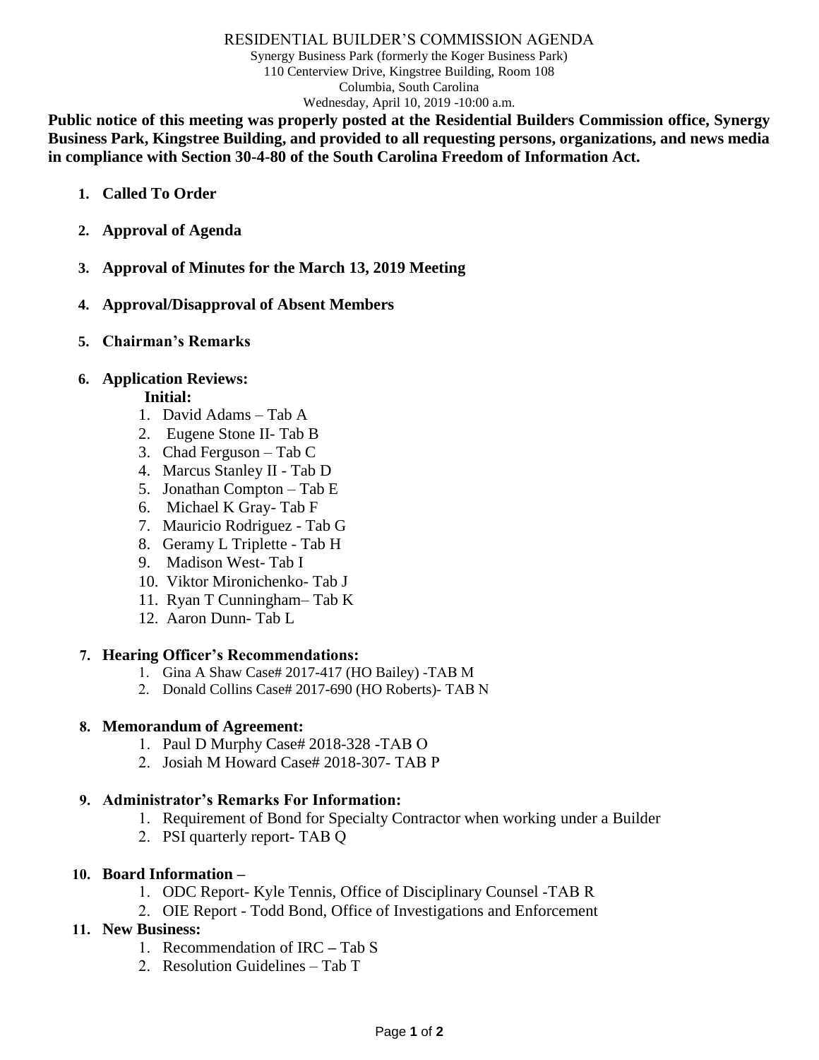# RESIDENTIAL BUILDER'S COMMISSION AGENDA

Synergy Business Park (formerly the Koger Business Park)
110 Centerview Drive, Kingstree Building, Room 108
Columbia, South Carolina
Wednesday, April 10, 2019 -10:00 a.m.

**Public notice of this meeting was properly posted at the Residential Builders Commission office, Synergy Business Park, Kingstree Building, and provided to all requesting persons, organizations, and news media in compliance with Section 30-4-80 of the South Carolina Freedom of Information Act.**

1. **Called To Order**

2. **Approval of Agenda**

3. **Approval of Minutes for the March 13, 2019 Meeting**

4. **Approval/Disapproval of Absent Members**

5. **Chairman's Remarks**

6. **Application Reviews:**

   **Initial:**
   1. David Adams – Tab A
   2. Eugene Stone II- Tab B
   3. Chad Ferguson – Tab C
   4. Marcus Stanley II - Tab D
   5. Jonathan Compton – Tab E
   6. Michael K Gray- Tab F
   7. Mauricio Rodriguez - Tab G
   8. Geramy L Triplette - Tab H
   9. Madison West- Tab I
   10. Viktor Mironichenko- Tab J
   11. Ryan T Cunningham– Tab K
   12. Aaron Dunn- Tab L

7. **Hearing Officer's Recommendations:**
   1. Gina A Shaw Case# 2017-417 (HO Bailey) -TAB M
   2. Donald Collins Case# 2017-690 (HO Roberts)- TAB N

8. **Memorandum of Agreement:**
   1. Paul D Murphy Case# 2018-328 -TAB O
   2. Josiah M Howard Case# 2018-307- TAB P

9. **Administrator's Remarks For Information:**
   1. Requirement of Bond for Specialty Contractor when working under a Builder
   2. PSI quarterly report- TAB Q

10. **Board Information –**
    1. ODC Report- Kyle Tennis, Office of Disciplinary Counsel -TAB R
    2. OIE Report - Todd Bond, Office of Investigations and Enforcement

11. **New Business:**
    1. Recommendation of IRC **–** Tab S
    2. Resolution Guidelines – Tab T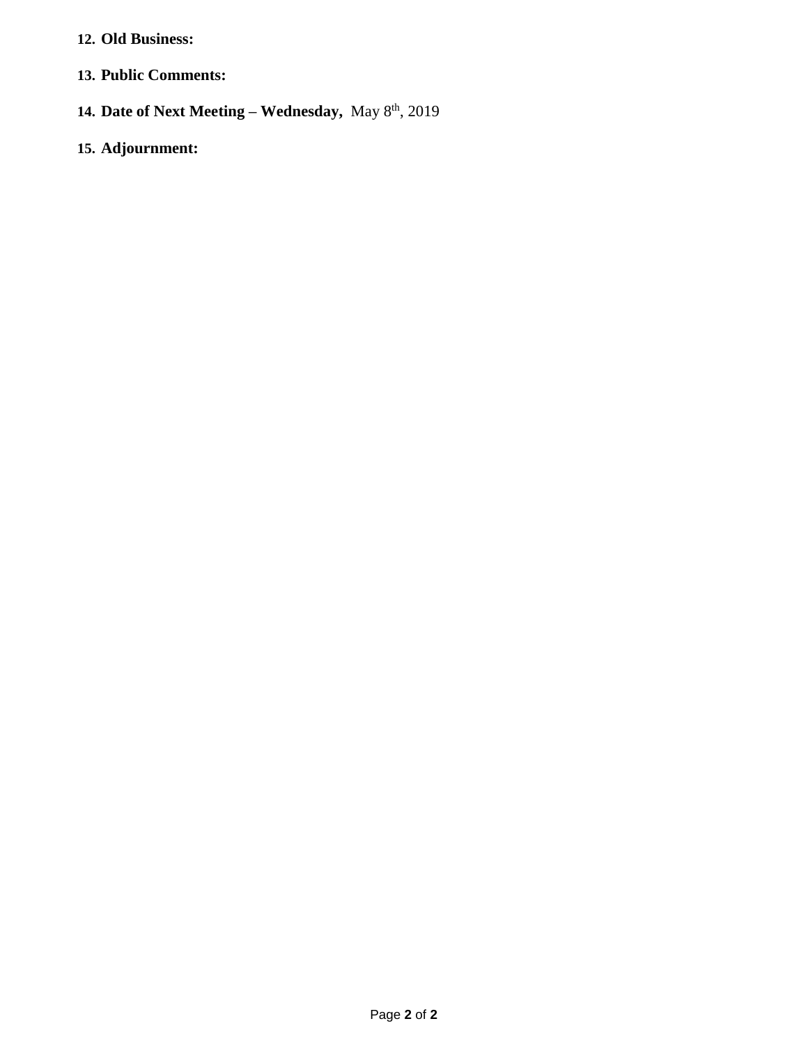12. **Old Business:**

13. **Public Comments:**

14. **Date of Next Meeting – Wednesday,** May 8th, 2019

15. **Adjournment:**